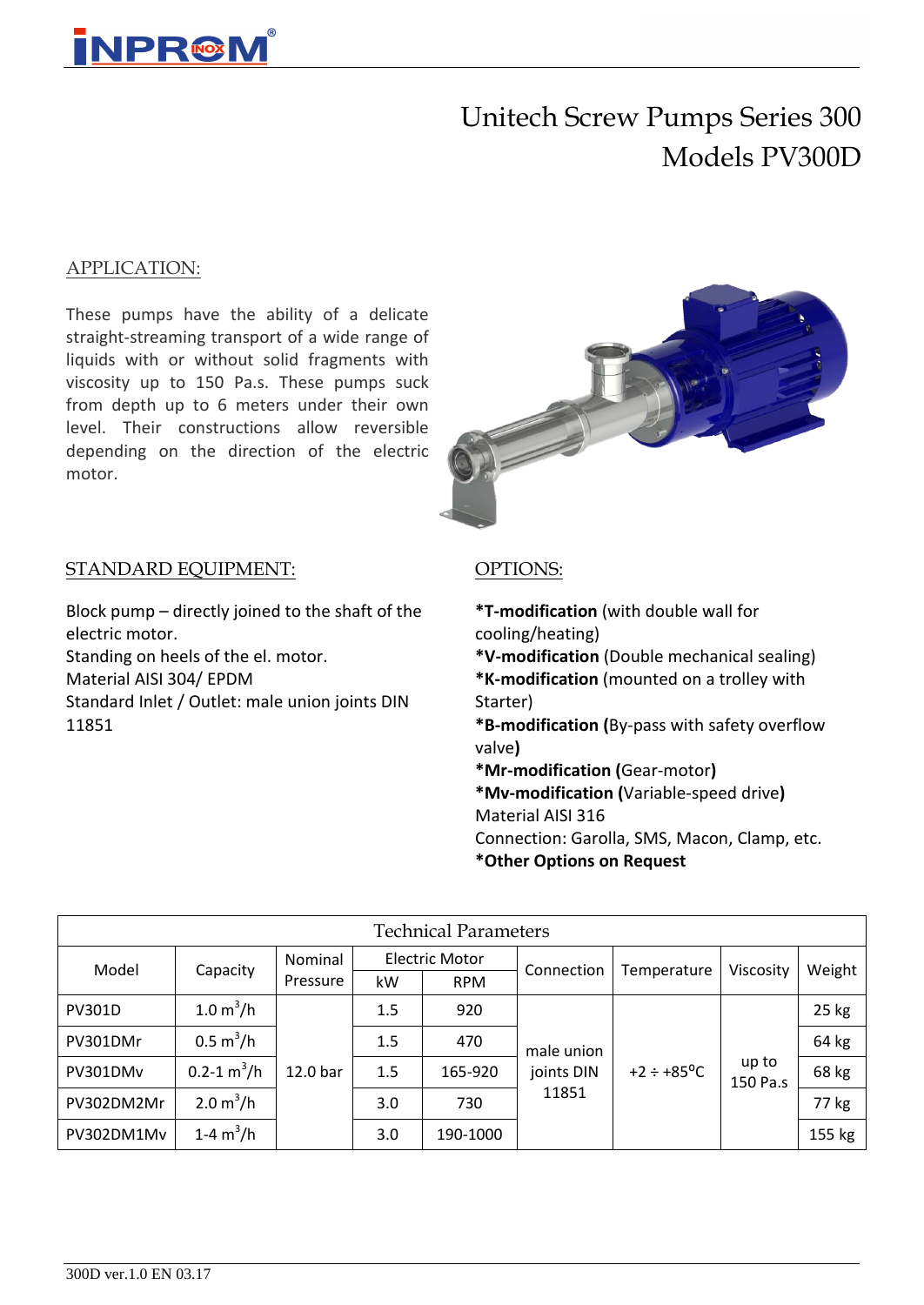# Unitech Screw Pumps Series 300
# Models PV300D

## APPLICATION:

These pumps have the ability of a delicate straight-streaming transport of a wide range of liquids with or without solid fragments with viscosity up to 150 Pa.s. These pumps suck from depth up to 6 meters under their own level. Their constructions allow reversible depending on the direction of the electric motor.

## STANDARD EQUIPMENT:

Block pump – directly joined to the shaft of the electric motor.
Standing on heels of the el. motor.
Material AISI 304/ EPDM
Standard Inlet / Outlet: male union joints DIN 11851

## OPTIONS:

**\*T-modification** (with double wall for cooling/heating)
**\*V-modification** (Double mechanical sealing)
**\*K-modification** (mounted on a trolley with Starter)
**\*B-modification (**By-pass with safety overflow valve**)**
**\*Mr-modification (**Gear-motor**)**
**\*Mv-modification (**Variable-speed drive**)**
Material AISI 316
Connection: Garolla, SMS, Macon, Clamp, etc.
**\*Other Options on Request**

**Technical Parameters**

| Model | Capacity | Nominal Pressure | Electric Motor | | Connection | Temperature | Viscosity | Weight |
|---|---|---|---|---|---|---|---|---|
| | | | kW | RPM | | | | |
| PV301D | 1.0 $m^3/h$ | 12.0 bar | 1.5 | 920 | male union joints DIN 11851 | +2 ÷ +85°C | up to 150 Pa.s | 25 kg |
| PV301DMr | 0.5 $m^3/h$ | | 1.5 | 470 | | | | 64 kg |
| PV301DMv | 0.2-1 $m^3/h$ | | 1.5 | 165-920 | | | | 68 kg |
| PV302DM2Mr | 2.0 $m^3/h$ | | 3.0 | 730 | | | | 77 kg |
| PV302DM1Mv | 1-4 $m^3/h$ | | 3.0 | 190-1000 | | | | 155 kg |

300D ver.1.0 EN 03.17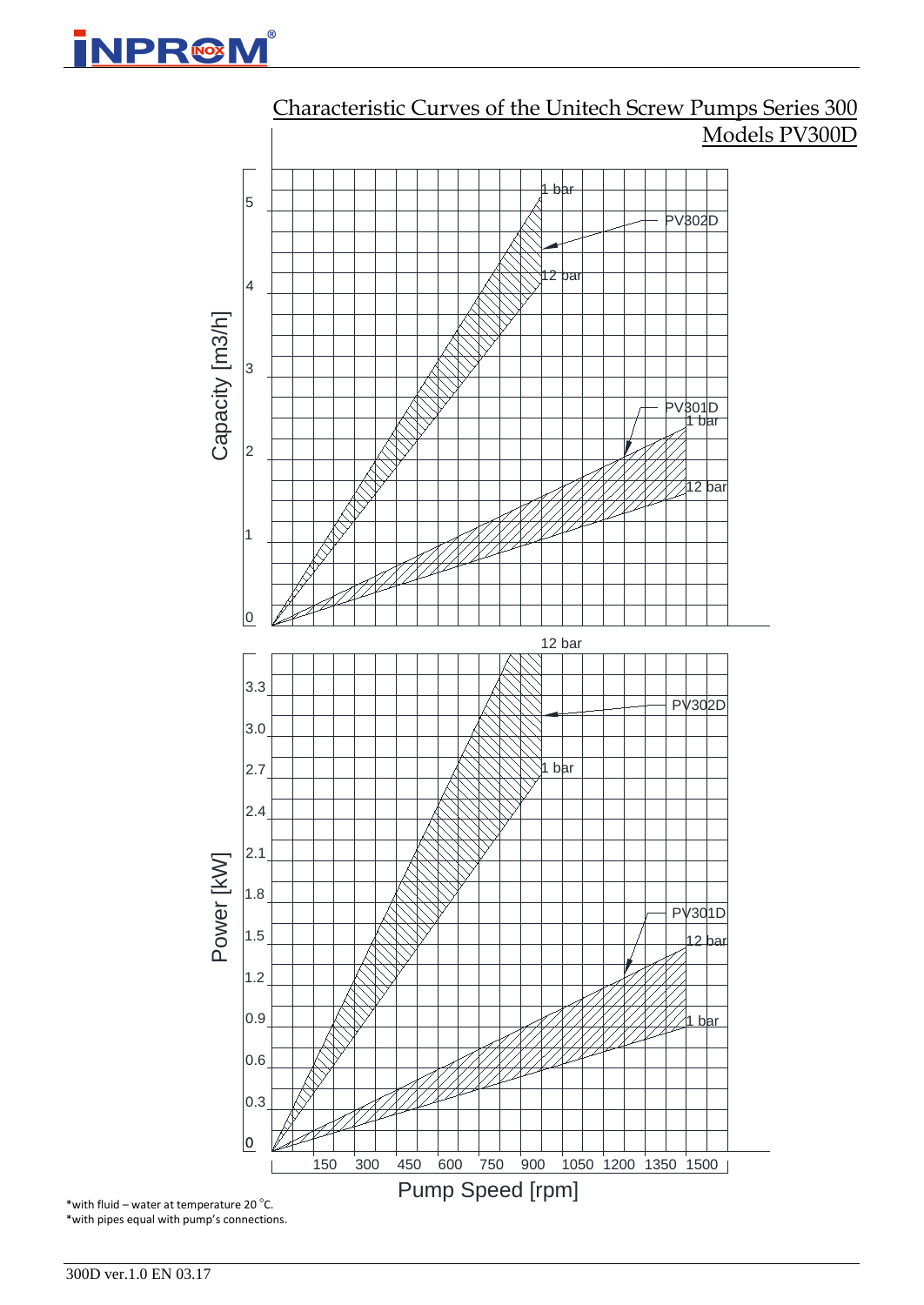## Characteristic Curves of the Unitech Screw Pumps Series 300

### Models PV300D

Capacity [m3/h]

PV302D: 1 bar, 12 bar

PV301D: 1 bar, 12 bar

Power [kW]

PV302D: 12 bar, 1 bar

PV301D: 12 bar, 1 bar

Pump Speed [rpm]

*with fluid – water at temperature 20 °C.
*with pipes equal with pump's connections.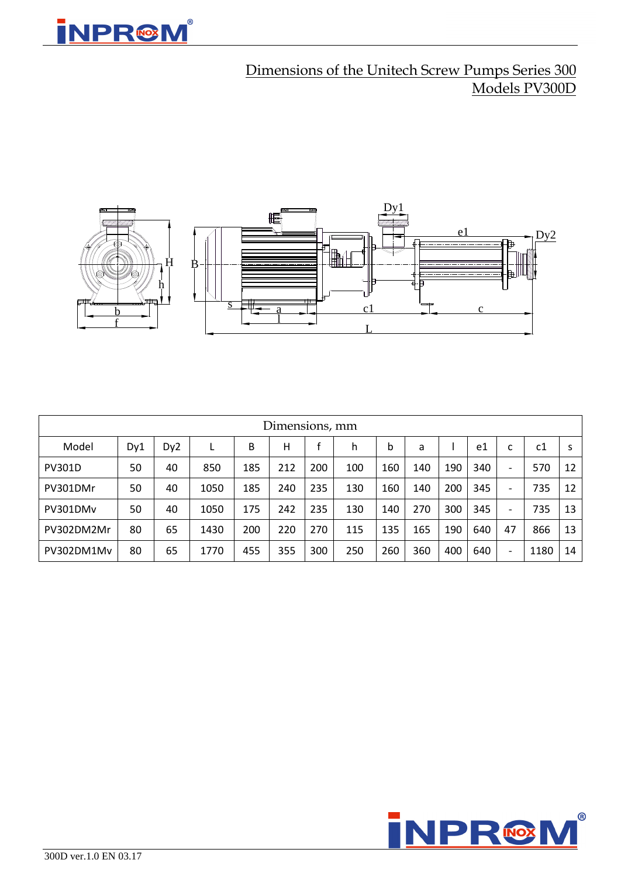# Dimensions of the Unitech Screw Pumps Series 300
## Models PV300D

Dy1
e1
Dy2
H
B
h
b
f
s
a
l
c1
c
L

| Dimensions, mm | | | | | | | | | | | | | | |
|---|---|---|---|---|---|---|---|---|---|---|---|---|---|---|
| Model | Dy1 | Dy2 | L | B | H | f | h | b | a | l | e1 | c | c1 | s |
| PV301D | 50 | 40 | 850 | 185 | 212 | 200 | 100 | 160 | 140 | 190 | 340 | - | 570 | 12 |
| PV301DMr | 50 | 40 | 1050 | 185 | 240 | 235 | 130 | 160 | 140 | 200 | 345 | - | 735 | 12 |
| PV301DMv | 50 | 40 | 1050 | 175 | 242 | 235 | 130 | 140 | 270 | 300 | 345 | - | 735 | 13 |
| PV302DM2Mr | 80 | 65 | 1430 | 200 | 220 | 270 | 115 | 135 | 165 | 190 | 640 | 47 | 866 | 13 |
| PV302DM1Mv | 80 | 65 | 1770 | 455 | 355 | 300 | 250 | 260 | 360 | 400 | 640 | - | 1180 | 14 |

300D ver.1.0 EN 03.17